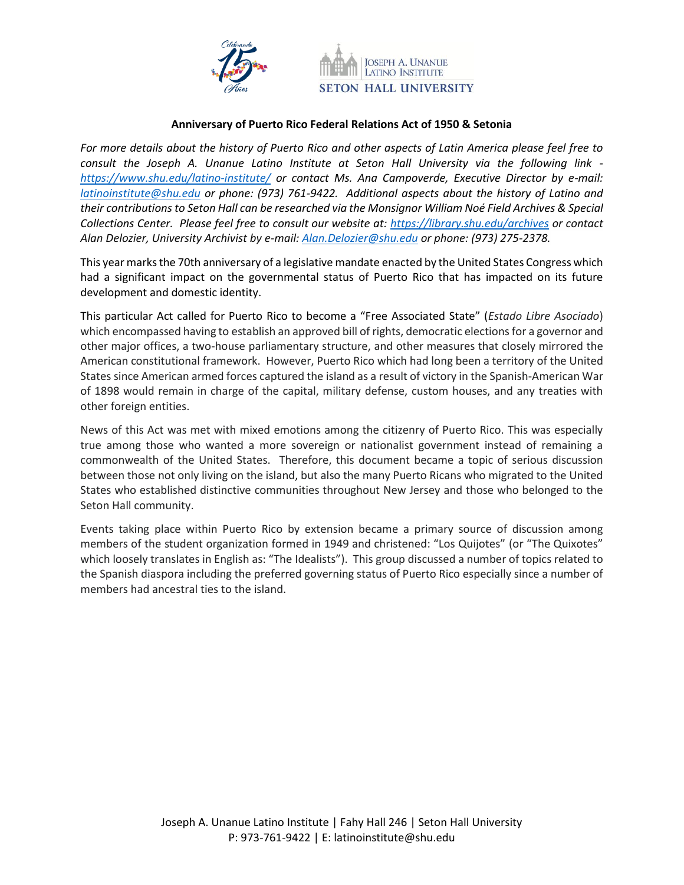**Anniversary of Puerto Rico Federal Relations Act of 1950 & Setonia**

*For more details about the history of Puerto Rico and other aspects of Latin America please feel free to consult the Joseph A. Unanue Latino Institute at Seton Hall University via the following link - [https://www.shu.edu/latino-institute/](https://www.shu.edu/latino-institute/) or contact Ms. Ana Campoverde, Executive Director by e-mail: [latinoinstitute@shu.edu](mailto:latinoinstitute@shu.edu) or phone: (973) 761-9422. Additional aspects about the history of Latino and their contributions to Seton Hall can be researched via the Monsignor William Noé Field Archives & Special Collections Center. Please feel free to consult our website at: [https://library.shu.edu/archives](https://library.shu.edu/archives) or contact Alan Delozier, University Archivist by e-mail: [Alan.Delozier@shu.edu](mailto:Alan.Delozier@shu.edu) or phone: (973) 275-2378.*

This year marks the 70th anniversary of a legislative mandate enacted by the United States Congress which had a significant impact on the governmental status of Puerto Rico that has impacted on its future development and domestic identity.

This particular Act called for Puerto Rico to become a "Free Associated State" (*Estado Libre Asociado*) which encompassed having to establish an approved bill of rights, democratic elections for a governor and other major offices, a two-house parliamentary structure, and other measures that closely mirrored the American constitutional framework. However, Puerto Rico which had long been a territory of the United States since American armed forces captured the island as a result of victory in the Spanish-American War of 1898 would remain in charge of the capital, military defense, custom houses, and any treaties with other foreign entities.

News of this Act was met with mixed emotions among the citizenry of Puerto Rico. This was especially true among those who wanted a more sovereign or nationalist government instead of remaining a commonwealth of the United States. Therefore, this document became a topic of serious discussion between those not only living on the island, but also the many Puerto Ricans who migrated to the United States who established distinctive communities throughout New Jersey and those who belonged to the Seton Hall community.

Events taking place within Puerto Rico by extension became a primary source of discussion among members of the student organization formed in 1949 and christened: "Los Quijotes" (or "The Quixotes" which loosely translates in English as: "The Idealists"). This group discussed a number of topics related to the Spanish diaspora including the preferred governing status of Puerto Rico especially since a number of members had ancestral ties to the island.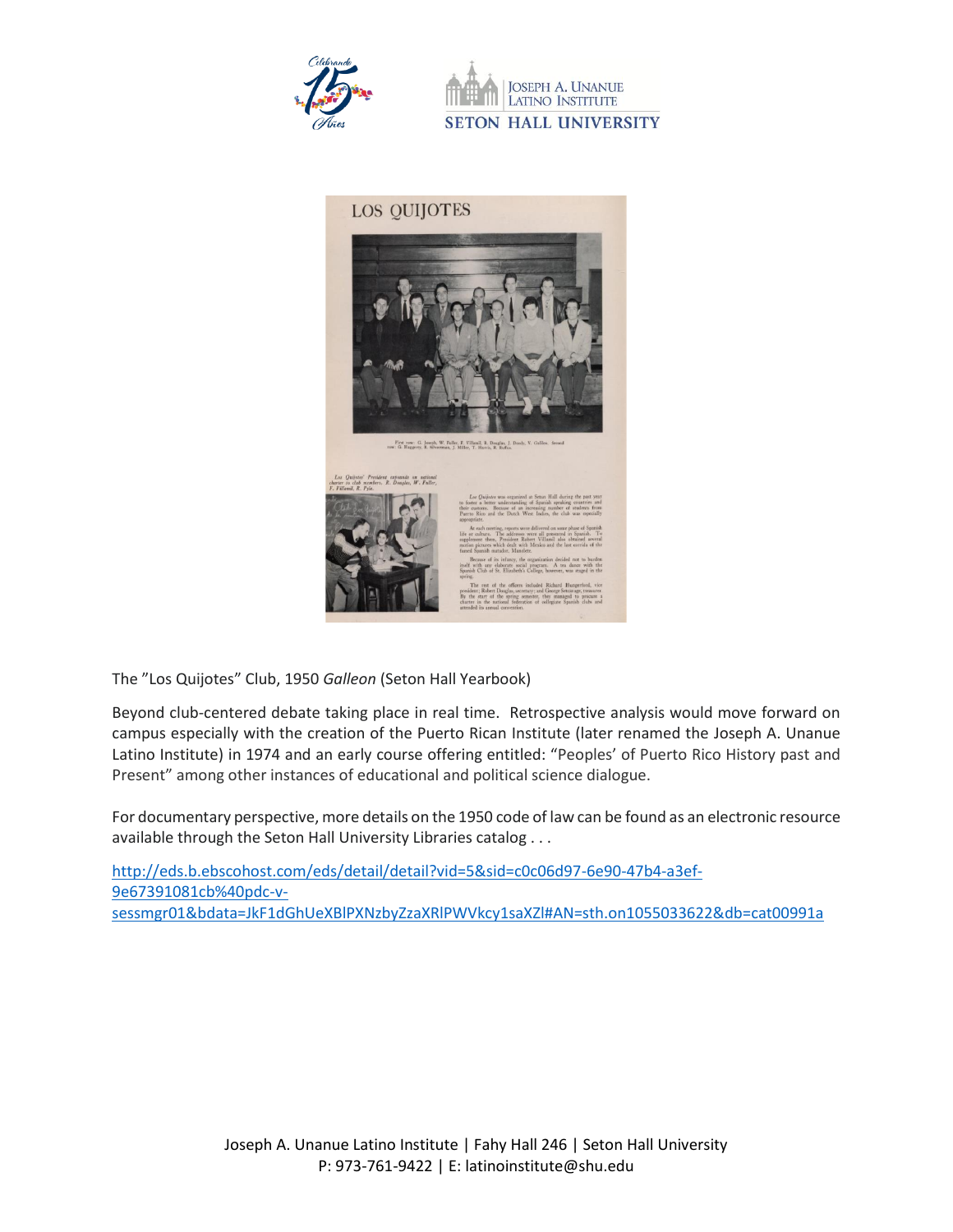The "Los Quijotes" Club, 1950 *Galleon* (Seton Hall Yearbook)

Beyond club-centered debate taking place in real time. Retrospective analysis would move forward on campus especially with the creation of the Puerto Rican Institute (later renamed the Joseph A. Unanue Latino Institute) in 1974 and an early course offering entitled: "Peoples' of Puerto Rico History past and Present" among other instances of educational and political science dialogue.

For documentary perspective, more details on the 1950 code of law can be found as an electronic resource available through the Seton Hall University Libraries catalog . . .

[http://eds.b.ebscohost.com/eds/detail/detail?vid=5&sid=c0c06d97-6e90-47b4-a3ef-9e67391081cb%40pdc-v-sessmgr01&bdata=JkF1dGhUeXBlPXNzbyZzaXRlPWVkcy1saXZl#AN=sth.on1055033622&db=cat00991a](http://eds.b.ebscohost.com/eds/detail/detail?vid=5&sid=c0c06d97-6e90-47b4-a3ef-9e67391081cb%40pdc-v-sessmgr01&bdata=JkF1dGhUeXBlPXNzbyZzaXRlPWVkcy1saXZl#AN=sth.on1055033622&db=cat00991a)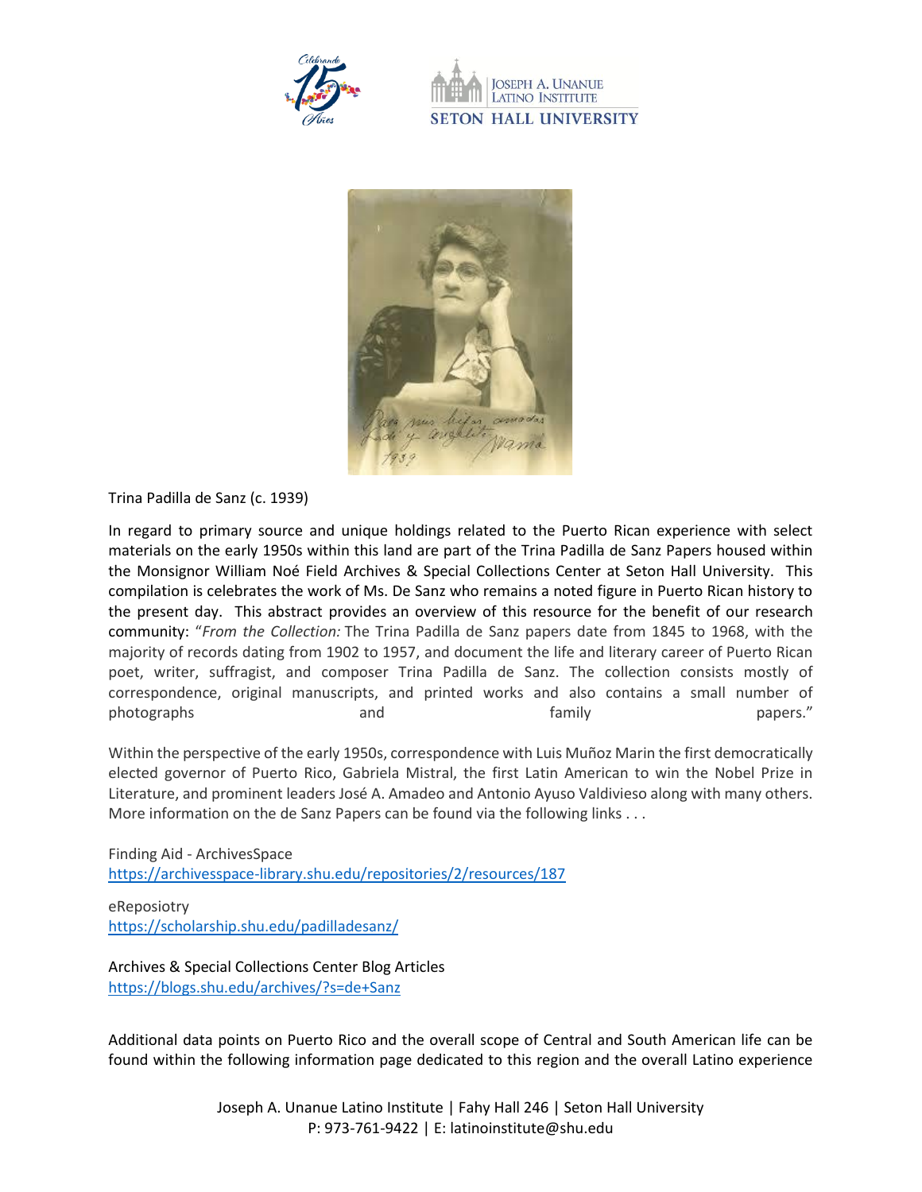Trina Padilla de Sanz (c. 1939)

In regard to primary source and unique holdings related to the Puerto Rican experience with select materials on the early 1950s within this land are part of the Trina Padilla de Sanz Papers housed within the Monsignor William Noé Field Archives & Special Collections Center at Seton Hall University. This compilation is celebrates the work of Ms. De Sanz who remains a noted figure in Puerto Rican history to the present day. This abstract provides an overview of this resource for the benefit of our research community: "*From the Collection:* The Trina Padilla de Sanz papers date from 1845 to 1968, with the majority of records dating from 1902 to 1957, and document the life and literary career of Puerto Rican poet, writer, suffragist, and composer Trina Padilla de Sanz. The collection consists mostly of correspondence, original manuscripts, and printed works and also contains a small number of photographs and family papers."

Within the perspective of the early 1950s, correspondence with Luis Muñoz Marin the first democratically elected governor of Puerto Rico, Gabriela Mistral, the first Latin American to win the Nobel Prize in Literature, and prominent leaders José A. Amadeo and Antonio Ayuso Valdivieso along with many others. More information on the de Sanz Papers can be found via the following links . . .

Finding Aid - ArchivesSpace
https://archivesspace-library.shu.edu/repositories/2/resources/187

eReposiotry
https://scholarship.shu.edu/padilladesanz/

Archives & Special Collections Center Blog Articles
https://blogs.shu.edu/archives/?s=de+Sanz

Additional data points on Puerto Rico and the overall scope of Central and South American life can be found within the following information page dedicated to this region and the overall Latino experience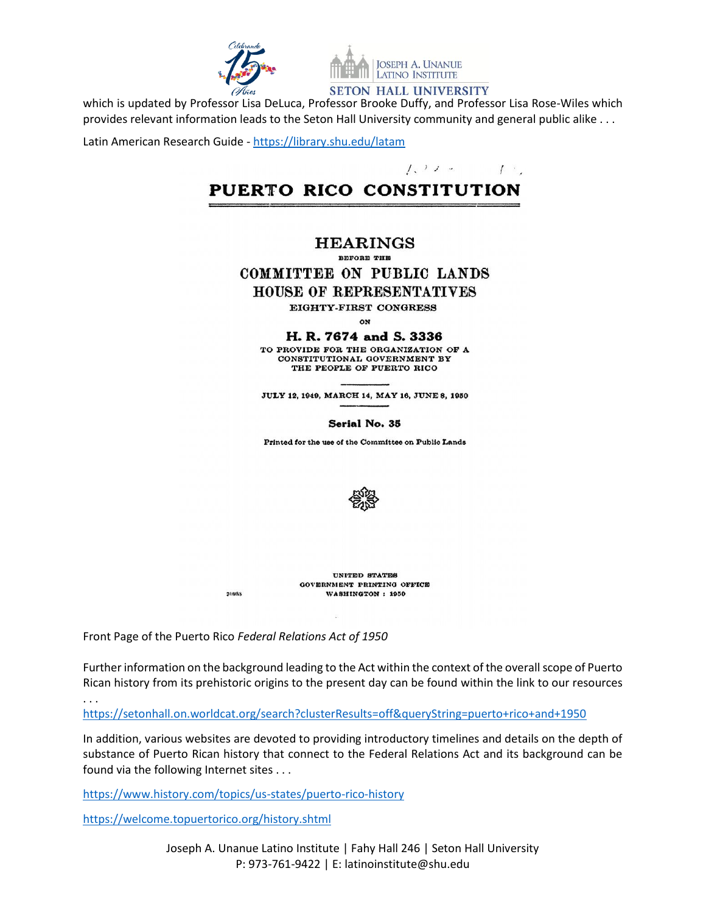which is updated by Professor Lisa DeLuca, Professor Brooke Duffy, and Professor Lisa Rose-Wiles which provides relevant information leads to the Seton Hall University community and general public alike . . .

Latin American Research Guide - https://library.shu.edu/latam

# PUERTO RICO CONSTITUTION

## HEARINGS

BEFORE THE

### COMMITTEE ON PUBLIC LANDS
### HOUSE OF REPRESENTATIVES

EIGHTY-FIRST CONGRESS

ON

**H. R. 7674 and S. 3336**

TO PROVIDE FOR THE ORGANIZATION OF A CONSTITUTIONAL GOVERNMENT BY THE PEOPLE OF PUERTO RICO

JULY 12, 1949, MARCH 14, MAY 16, JUNE 8, 1950

**Serial No. 35**

Printed for the use of the Committee on Public Lands

UNITED STATES
GOVERNMENT PRINTING OFFICE
WASHINGTON : 1950

70953

Front Page of the Puerto Rico *Federal Relations Act of 1950*

Further information on the background leading to the Act within the context of the overall scope of Puerto Rican history from its prehistoric origins to the present day can be found within the link to our resources . . .

https://setonhall.on.worldcat.org/search?clusterResults=off&queryString=puerto+rico+and+1950

In addition, various websites are devoted to providing introductory timelines and details on the depth of substance of Puerto Rican history that connect to the Federal Relations Act and its background can be found via the following Internet sites . . .

https://www.history.com/topics/us-states/puerto-rico-history

https://welcome.topuertorico.org/history.shtml